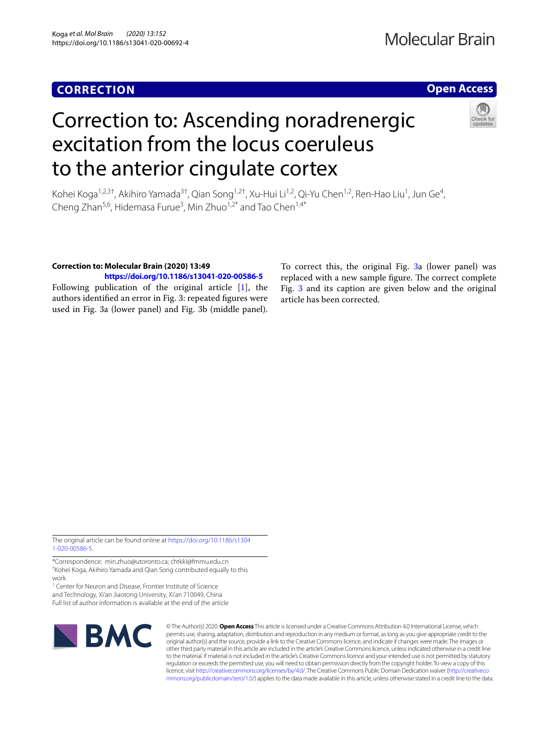**CORRECTION**

**Open Access**

# Correction to: Ascending noradrenergic excitation from the locus coeruleus to the anterior cingulate cortex

Kohei Koga[1,2,3†], Akihiro Yamada[3†], Qian Song[1,2†], Xu-Hui Li[1,2], Qi-Yu Chen[1,2], Ren-Hao Liu[1], Jun Ge[4], Cheng Zhan[5,6], Hidemasa Furue[3], Min Zhuo[1,2*] and Tao Chen[1,4*]

**Correction to: Molecular Brain (2020) 13:49**
**https://doi.org/10.1186/s13041-020-00586-5**

Following publication of the original article [1], the authors identified an error in Fig. 3: repeated figures were used in Fig. 3a (lower panel) and Fig. 3b (middle panel).

To correct this, the original Fig. 3a (lower panel) was replaced with a new sample figure. The correct complete Fig. 3 and its caption are given below and the original article has been corrected.

The original article can be found online at https://doi.org/10.1186/s13041-020-00586-5.

*Correspondence: min.zhuo@utoronto.ca; chtkkl@fmmu.edu.cn
†Kohei Koga, Akihiro Yamada and Qian Song contributed equally to this work
[1] Center for Neuron and Disease, Frontier Institute of Science and Technology, Xi'an Jiaotong University, Xi'an 710049, China
Full list of author information is available at the end of the article

© The Author(s) 2020. **Open Access** This article is licensed under a Creative Commons Attribution 4.0 International License, which permits use, sharing, adaptation, distribution and reproduction in any medium or format, as long as you give appropriate credit to the original author(s) and the source, provide a link to the Creative Commons licence, and indicate if changes were made. The images or other third party material in this article are included in the article's Creative Commons licence, unless indicated otherwise in a credit line to the material. If material is not included in the article's Creative Commons licence and your intended use is not permitted by statutory regulation or exceeds the permitted use, you will need to obtain permission directly from the copyright holder. To view a copy of this licence, visit http://creativecommons.org/licenses/by/4.0/. The Creative Commons Public Domain Dedication waiver (http://creativecommons.org/publicdomain/zero/1.0/) applies to the data made available in this article, unless otherwise stated in a credit line to the data.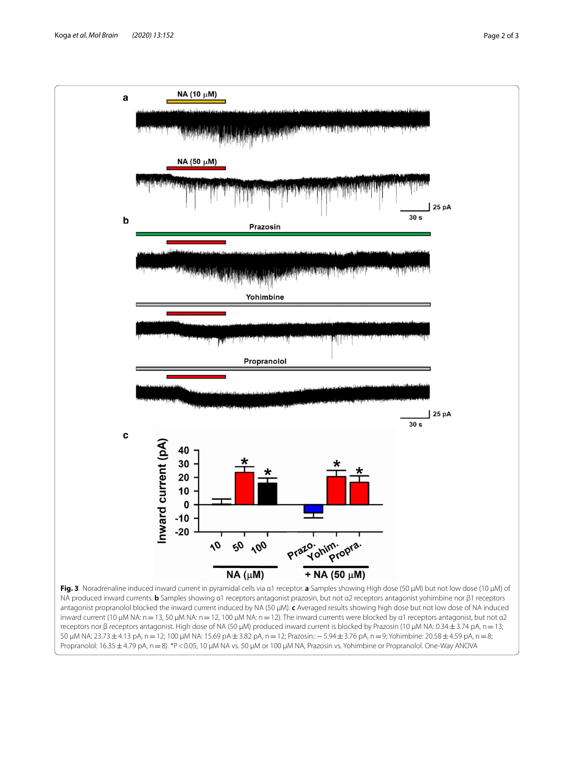**Fig. 3** Noradrenaline induced inward current in pyramidal cells via α1 receptor. **a** Samples showing High dose (50 μM) but not low dose (10 μM) of NA produced inward currents. **b** Samples showing α1 receptors antagonist prazosin, but not α2 receptors antagonist yohimbine nor β1 receptors antagonist propranolol blocked the inward current induced by NA (50 μM). **c** Averaged results showing high dose but not low dose of NA induced inward current (10 μM NA: n = 13, 50 μM NA: n = 12, 100 μM NA: n = 12). The inward currents were blocked by α1 receptors antagonist, but not α2 receptors nor β receptors antagonist. High dose of NA (50 μM) produced inward current is blocked by Prazosin (10 μM NA: 0.34 ± 3.74 pA, n = 13; 50 μM NA: 23.73 ± 4.13 pA, n = 12; 100 μM NA: 15.69 pA ± 3.82 pA, n = 12; Prazosin:: − 5.94 ± 3.76 pA, n = 9; Yohimbine: 20.58 ± 4.59 pA, n = 8; Propranolol: 16.35 ± 4.79 pA, n = 8). *$P < 0.05$, 10 μM NA vs. 50 μM or 100 μM NA, Prazosin vs. Yohimbine or Propranolol. One-Way ANOVA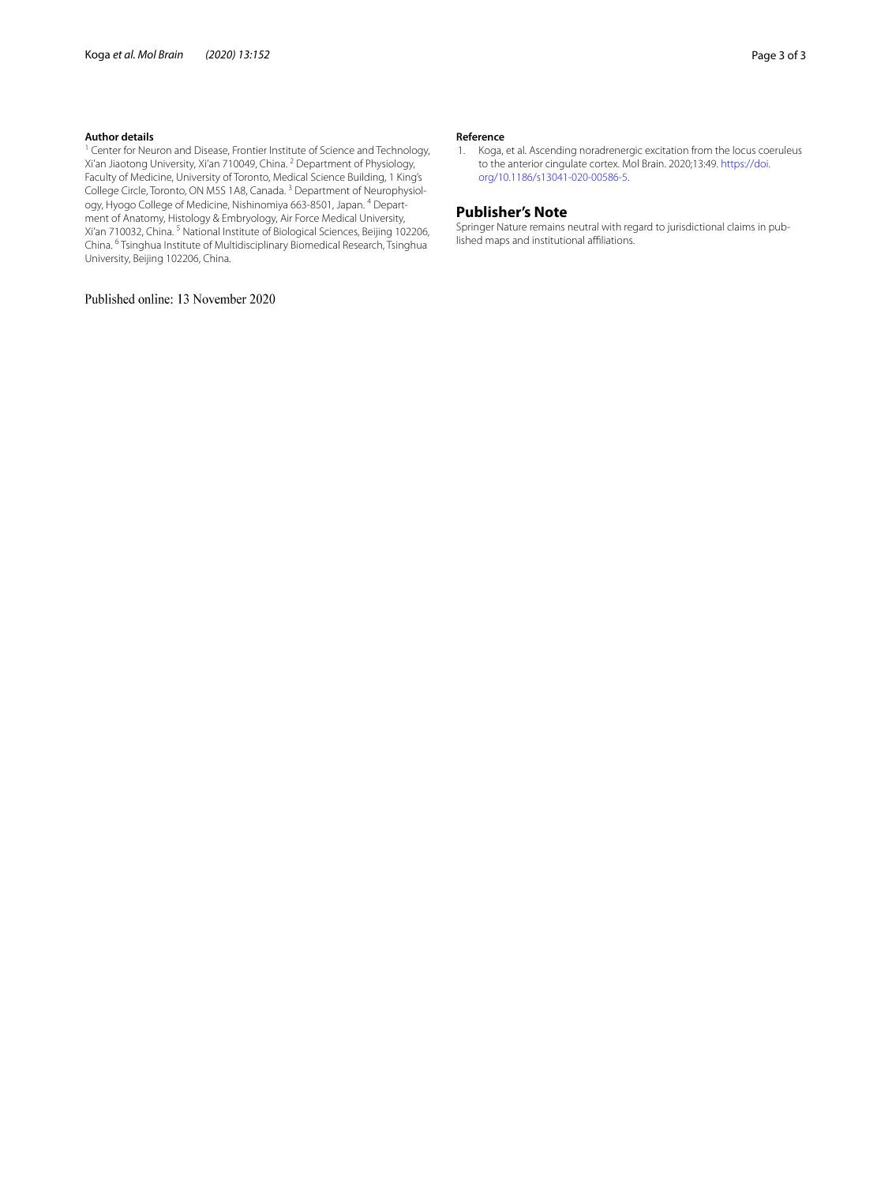**Author details**

[1] Center for Neuron and Disease, Frontier Institute of Science and Technology, Xi'an Jiaotong University, Xi'an 710049, China. [2] Department of Physiology, Faculty of Medicine, University of Toronto, Medical Science Building, 1 King's College Circle, Toronto, ON M5S 1A8, Canada. [3] Department of Neurophysiology, Hyogo College of Medicine, Nishinomiya 663-8501, Japan. [4] Department of Anatomy, Histology & Embryology, Air Force Medical University, Xi'an 710032, China. [5] National Institute of Biological Sciences, Beijing 102206, China. [6] Tsinghua Institute of Multidisciplinary Biomedical Research, Tsinghua University, Beijing 102206, China.

Published online: 13 November 2020

**Reference**

1. Koga, et al. Ascending noradrenergic excitation from the locus coeruleus to the anterior cingulate cortex. Mol Brain. 2020;13:49. https://doi.org/10.1186/s13041-020-00586-5.

## Publisher's Note

Springer Nature remains neutral with regard to jurisdictional claims in published maps and institutional affiliations.